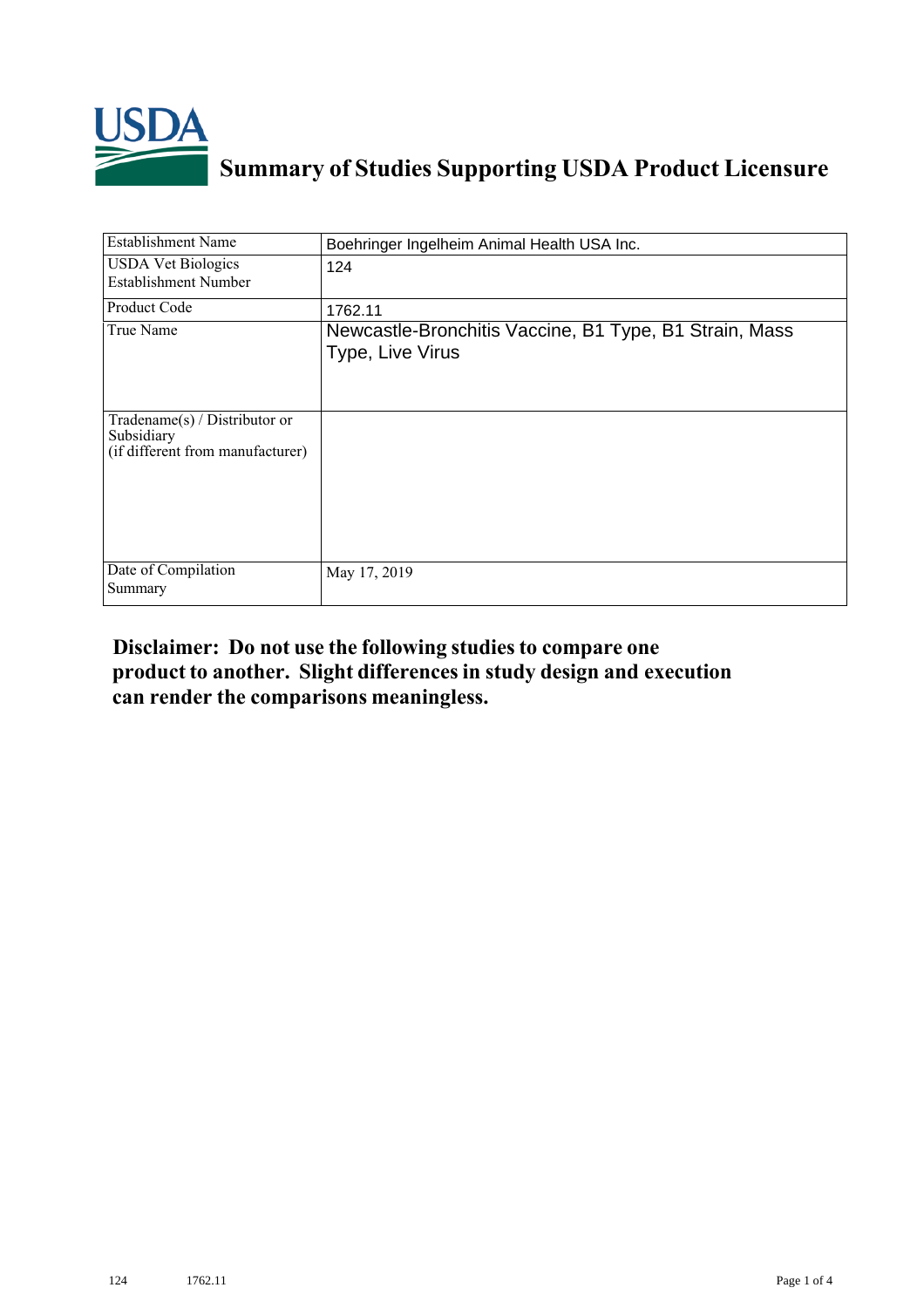# Summary of Studies Supporting USDA Product Licensure

| | |
|---|---|
| Establishment Name | Boehringer Ingelheim Animal Health USA Inc. |
| USDA Vet Biologics Establishment Number | 124 |
| Product Code | 1762.11 |
| True Name | Newcastle-Bronchitis Vaccine, B1 Type, B1 Strain, Mass Type, Live Virus |
| Tradename(s) / Distributor or Subsidiary (if different from manufacturer) | |
| Date of Compilation Summary | May 17, 2019 |

**Disclaimer: Do not use the following studies to compare one product to another. Slight differences in study design and execution can render the comparisons meaningless.**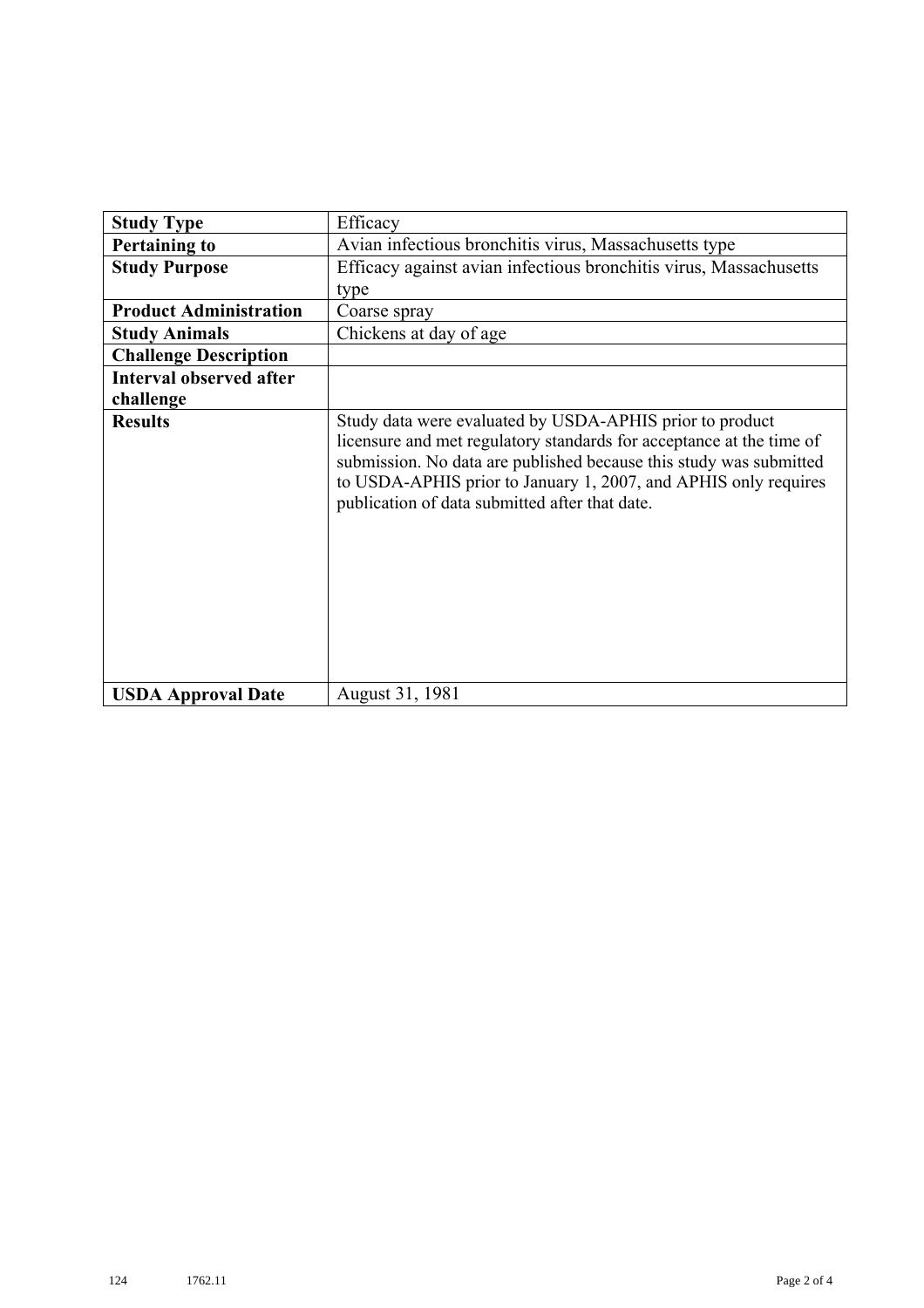| Study Type | Efficacy |
|---|---|
| **Pertaining to** | Avian infectious bronchitis virus, Massachusetts type |
| **Study Purpose** | Efficacy against avian infectious bronchitis virus, Massachusetts type |
| **Product Administration** | Coarse spray |
| **Study Animals** | Chickens at day of age |
| **Challenge Description** | |
| **Interval observed after challenge** | |
| **Results** | Study data were evaluated by USDA-APHIS prior to product licensure and met regulatory standards for acceptance at the time of submission. No data are published because this study was submitted to USDA-APHIS prior to January 1, 2007, and APHIS only requires publication of data submitted after that date. |
| **USDA Approval Date** | August 31, 1981 |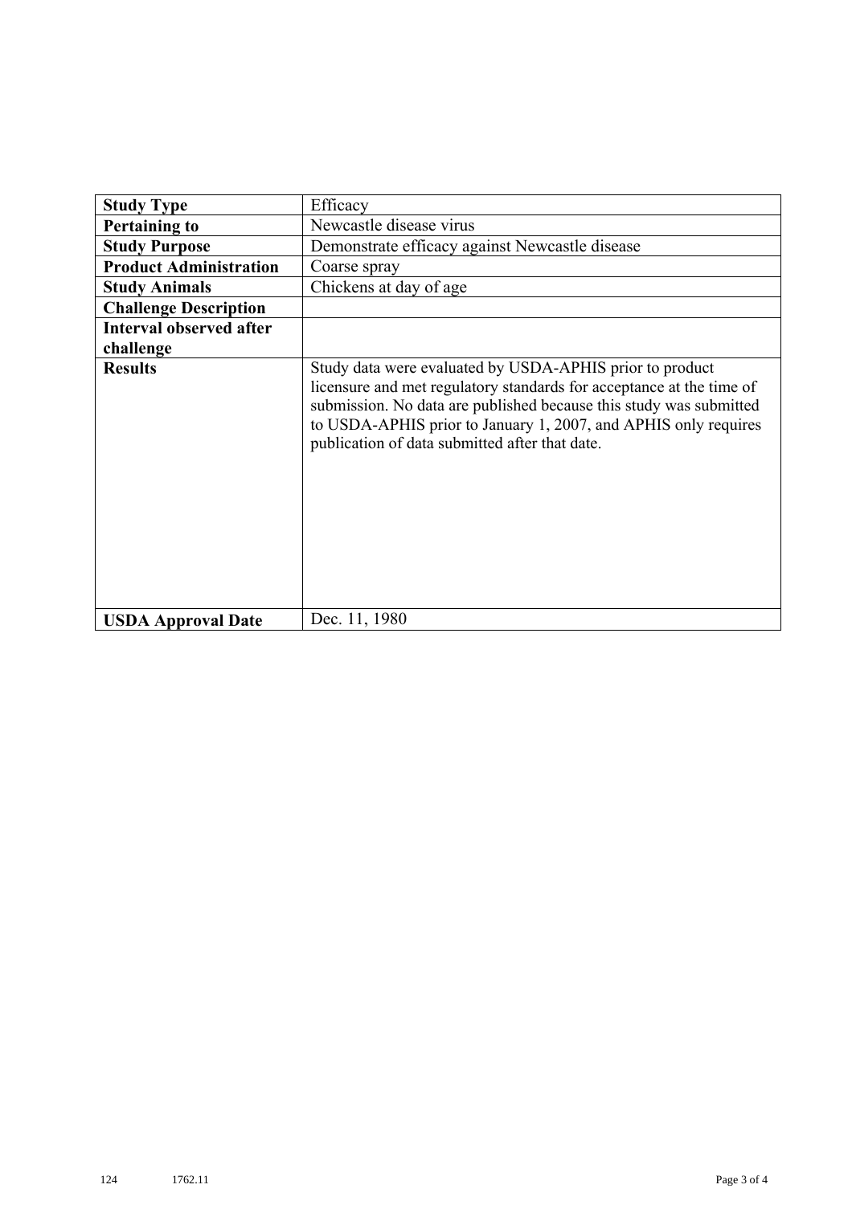| Study Type | Efficacy |
|---|---|
| **Pertaining to** | Newcastle disease virus |
| **Study Purpose** | Demonstrate efficacy against Newcastle disease |
| **Product Administration** | Coarse spray |
| **Study Animals** | Chickens at day of age |
| **Challenge Description** | |
| **Interval observed after challenge** | |
| **Results** | Study data were evaluated by USDA-APHIS prior to product licensure and met regulatory standards for acceptance at the time of submission. No data are published because this study was submitted to USDA-APHIS prior to January 1, 2007, and APHIS only requires publication of data submitted after that date. |
| **USDA Approval Date** | Dec. 11, 1980 |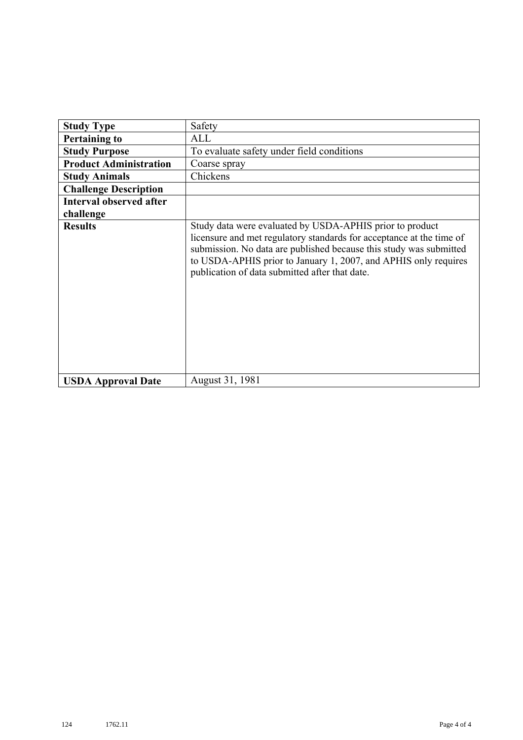| | |
|---|---|
| **Study Type** | Safety |
| **Pertaining to** | ALL |
| **Study Purpose** | To evaluate safety under field conditions |
| **Product Administration** | Coarse spray |
| **Study Animals** | Chickens |
| **Challenge Description** | |
| **Interval observed after challenge** | |
| **Results** | Study data were evaluated by USDA-APHIS prior to product licensure and met regulatory standards for acceptance at the time of submission. No data are published because this study was submitted to USDA-APHIS prior to January 1, 2007, and APHIS only requires publication of data submitted after that date. |
| **USDA Approval Date** | August 31, 1981 |